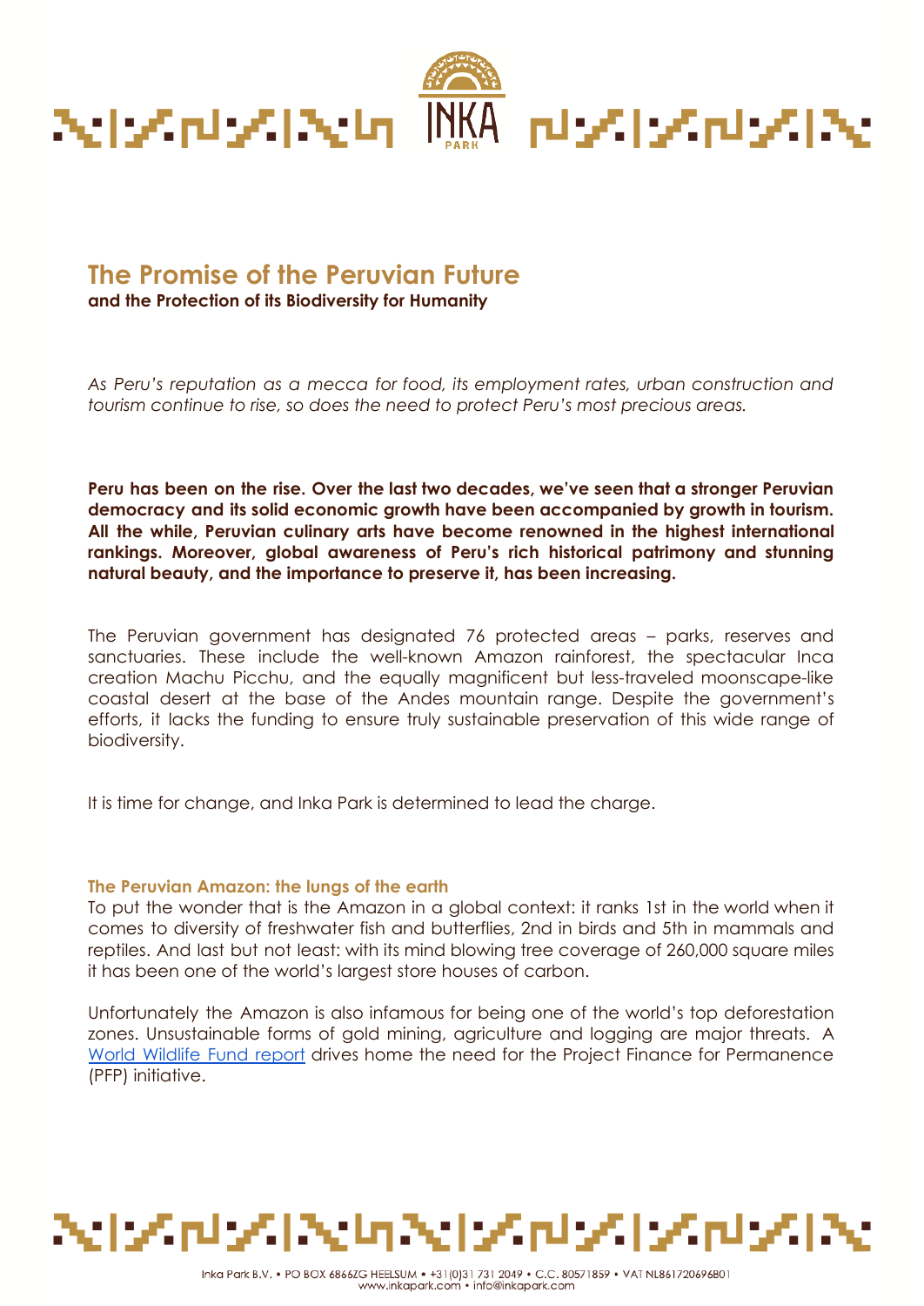# The Promise of the Peruvian Future

**and the Protection of its Biodiversity for Humanity**

*As Peru's reputation as a mecca for food, its employment rates, urban construction and tourism continue to rise, so does the need to protect Peru's most precious areas.*

**Peru has been on the rise. Over the last two decades, we've seen that a stronger Peruvian democracy and its solid economic growth have been accompanied by growth in tourism. All the while, Peruvian culinary arts have become renowned in the highest international rankings. Moreover, global awareness of Peru's rich historical patrimony and stunning natural beauty, and the importance to preserve it, has been increasing.**

The Peruvian government has designated 76 protected areas – parks, reserves and sanctuaries. These include the well-known Amazon rainforest, the spectacular Inca creation Machu Picchu, and the equally magnificent but less-traveled moonscape-like coastal desert at the base of the Andes mountain range. Despite the government's efforts, it lacks the funding to ensure truly sustainable preservation of this wide range of biodiversity.

It is time for change, and Inka Park is determined to lead the charge.

## The Peruvian Amazon: the lungs of the earth

To put the wonder that is the Amazon in a global context: it ranks 1st in the world when it comes to diversity of freshwater fish and butterflies, 2nd in birds and 5th in mammals and reptiles. And last but not least: with its mind blowing tree coverage of 260,000 square miles it has been one of the world's largest store houses of carbon.

Unfortunately the Amazon is also infamous for being one of the world's top deforestation zones. Unsustainable forms of gold mining, agriculture and logging are major threats. A World Wildlife Fund report drives home the need for the Project Finance for Permanence (PFP) initiative.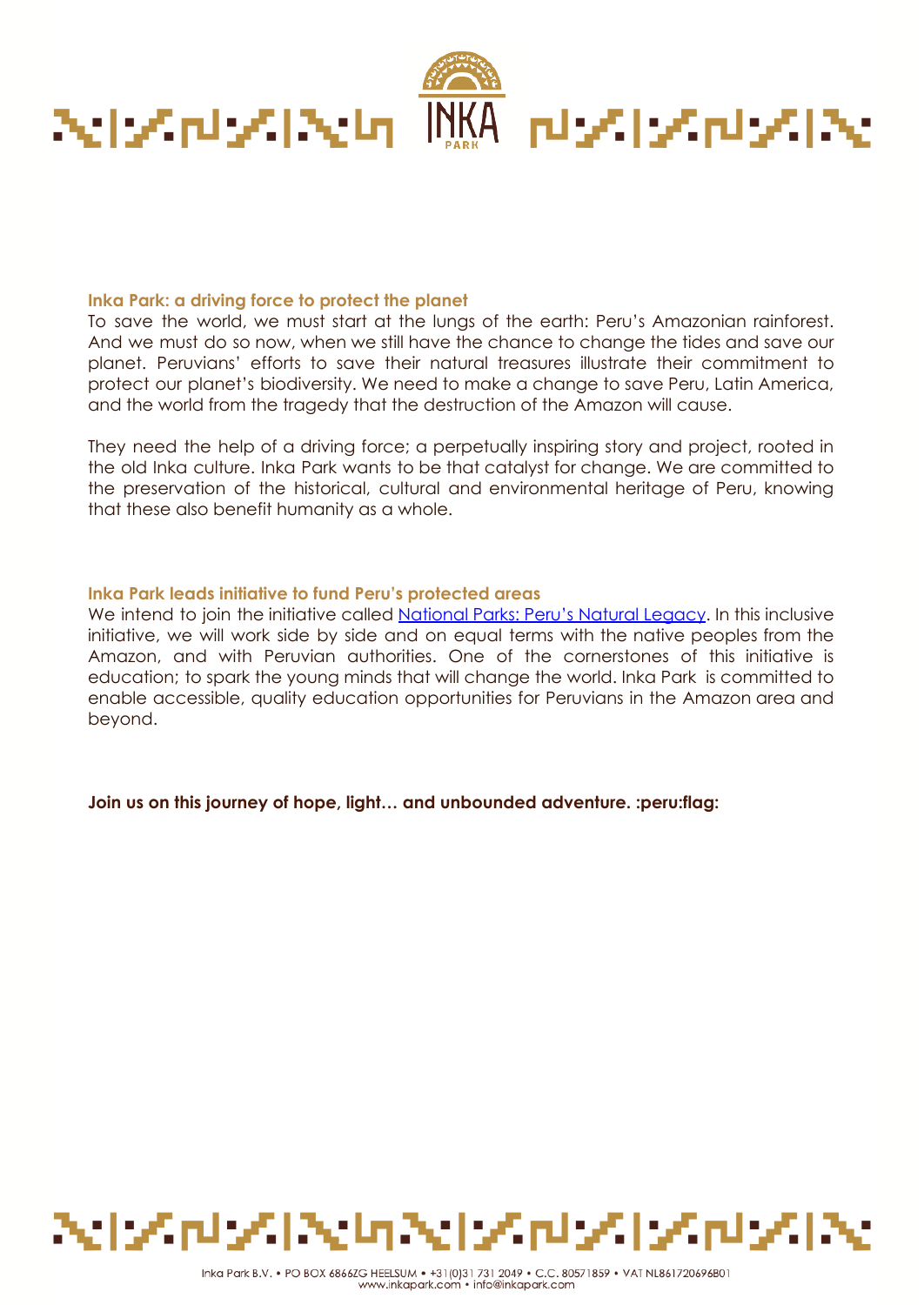### Inka Park: a driving force to protect the planet

To save the world, we must start at the lungs of the earth: Peru's Amazonian rainforest. And we must do so now, when we still have the chance to change the tides and save our planet. Peruvians' efforts to save their natural treasures illustrate their commitment to protect our planet's biodiversity. We need to make a change to save Peru, Latin America, and the world from the tragedy that the destruction of the Amazon will cause.

They need the help of a driving force; a perpetually inspiring story and project, rooted in the old Inka culture. Inka Park wants to be that catalyst for change. We are committed to the preservation of the historical, cultural and environmental heritage of Peru, knowing that these also benefit humanity as a whole.

### Inka Park leads initiative to fund Peru's protected areas

We intend to join the initiative called National Parks: Peru's Natural Legacy. In this inclusive initiative, we will work side by side and on equal terms with the native peoples from the Amazon, and with Peruvian authorities. One of the cornerstones of this initiative is education; to spark the young minds that will change the world. Inka Park is committed to enable accessible, quality education opportunities for Peruvians in the Amazon area and beyond.

**Join us on this journey of hope, light… and unbounded adventure. :peru:flag:**